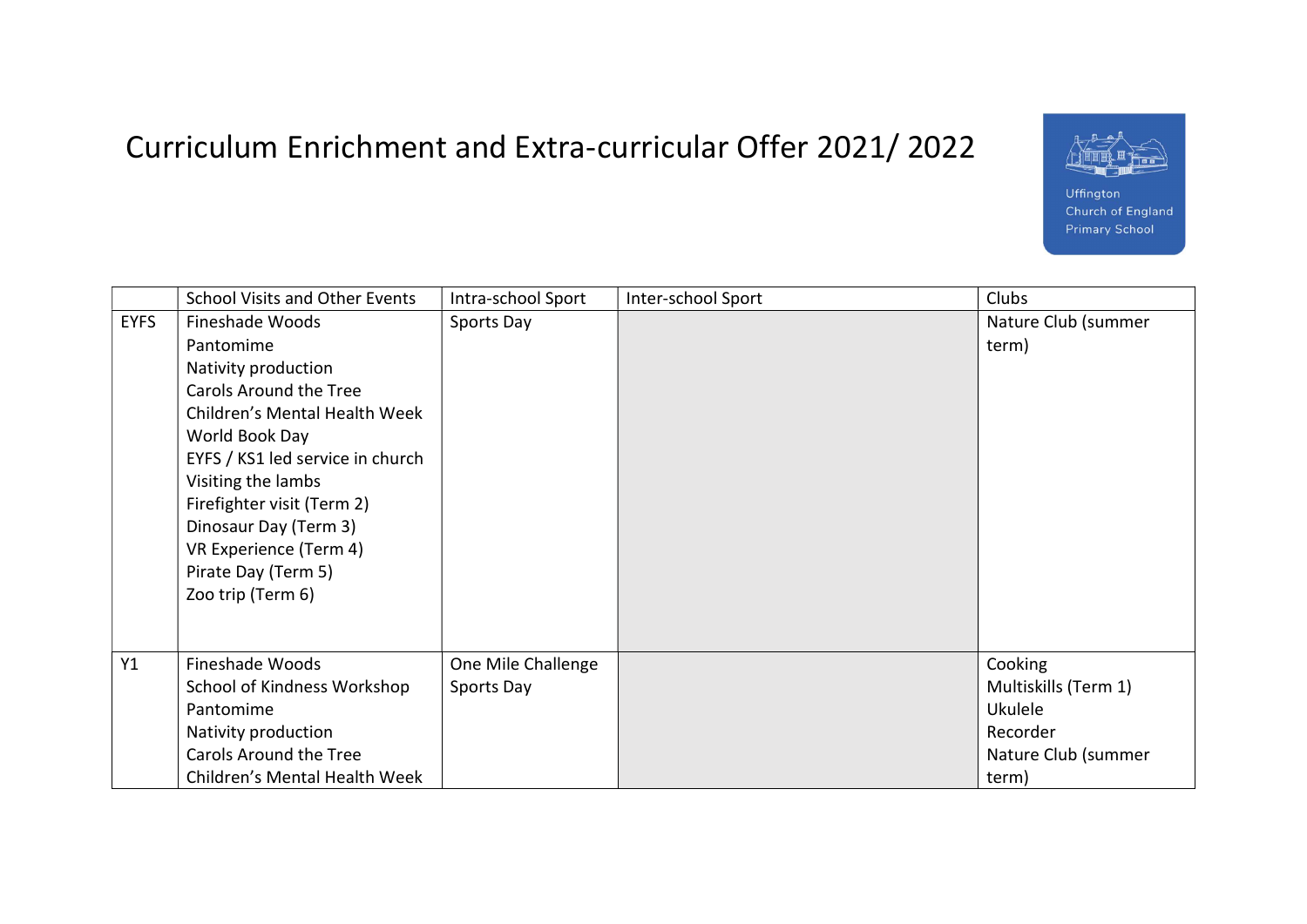# Curriculum Enrichment and Extra-curricular Offer 2021/ 2022

Uffington Church of England Primary School

| | School Visits and Other Events | Intra-school Sport | Inter-school Sport | Clubs |
|---|---|---|---|---|
| EYFS | Fineshade Woods<br>Pantomime<br>Nativity production<br>Carols Around the Tree<br>Children's Mental Health Week<br>World Book Day<br>EYFS / KS1 led service in church<br>Visiting the lambs<br>Firefighter visit (Term 2)<br>Dinosaur Day (Term 3)<br>VR Experience (Term 4)<br>Pirate Day (Term 5)<br>Zoo trip (Term 6) | Sports Day | | Nature Club (summer term) |
| Y1 | Fineshade Woods<br>School of Kindness Workshop<br>Pantomime<br>Nativity production<br>Carols Around the Tree<br>Children's Mental Health Week | One Mile Challenge<br>Sports Day | | Cooking<br>Multiskills (Term 1)<br>Ukulele<br>Recorder<br>Nature Club (summer term) |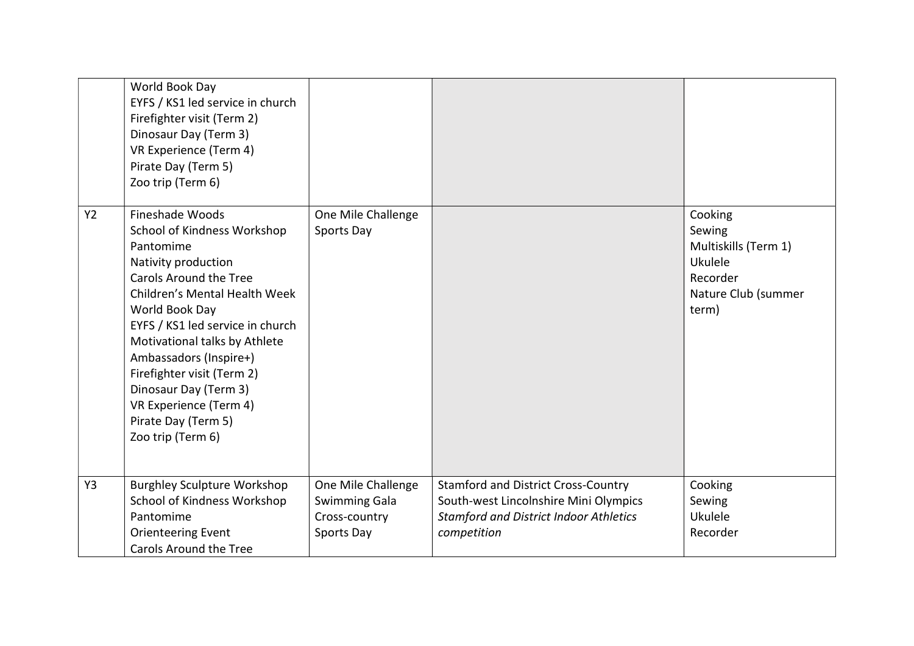| | | | | |
|---|---|---|---|---|
| | World Book Day<br>EYFS / KS1 led service in church<br>Firefighter visit (Term 2)<br>Dinosaur Day (Term 3)<br>VR Experience (Term 4)<br>Pirate Day (Term 5)<br>Zoo trip (Term 6) | | | |
| Y2 | Fineshade Woods<br>School of Kindness Workshop<br>Pantomime<br>Nativity production<br>Carols Around the Tree<br>Children's Mental Health Week<br>World Book Day<br>EYFS / KS1 led service in church<br>Motivational talks by Athlete Ambassadors (Inspire+)<br>Firefighter visit (Term 2)<br>Dinosaur Day (Term 3)<br>VR Experience (Term 4)<br>Pirate Day (Term 5)<br>Zoo trip (Term 6) | One Mile Challenge<br>Sports Day | | Cooking<br>Sewing<br>Multiskills (Term 1)<br>Ukulele<br>Recorder<br>Nature Club (summer term) |
| Y3 | Burghley Sculpture Workshop<br>School of Kindness Workshop<br>Pantomime<br>Orienteering Event<br>Carols Around the Tree | One Mile Challenge<br>Swimming Gala<br>Cross-country<br>Sports Day | Stamford and District Cross-Country<br>South-west Lincolnshire Mini Olympics<br>*Stamford and District Indoor Athletics competition* | Cooking<br>Sewing<br>Ukulele<br>Recorder |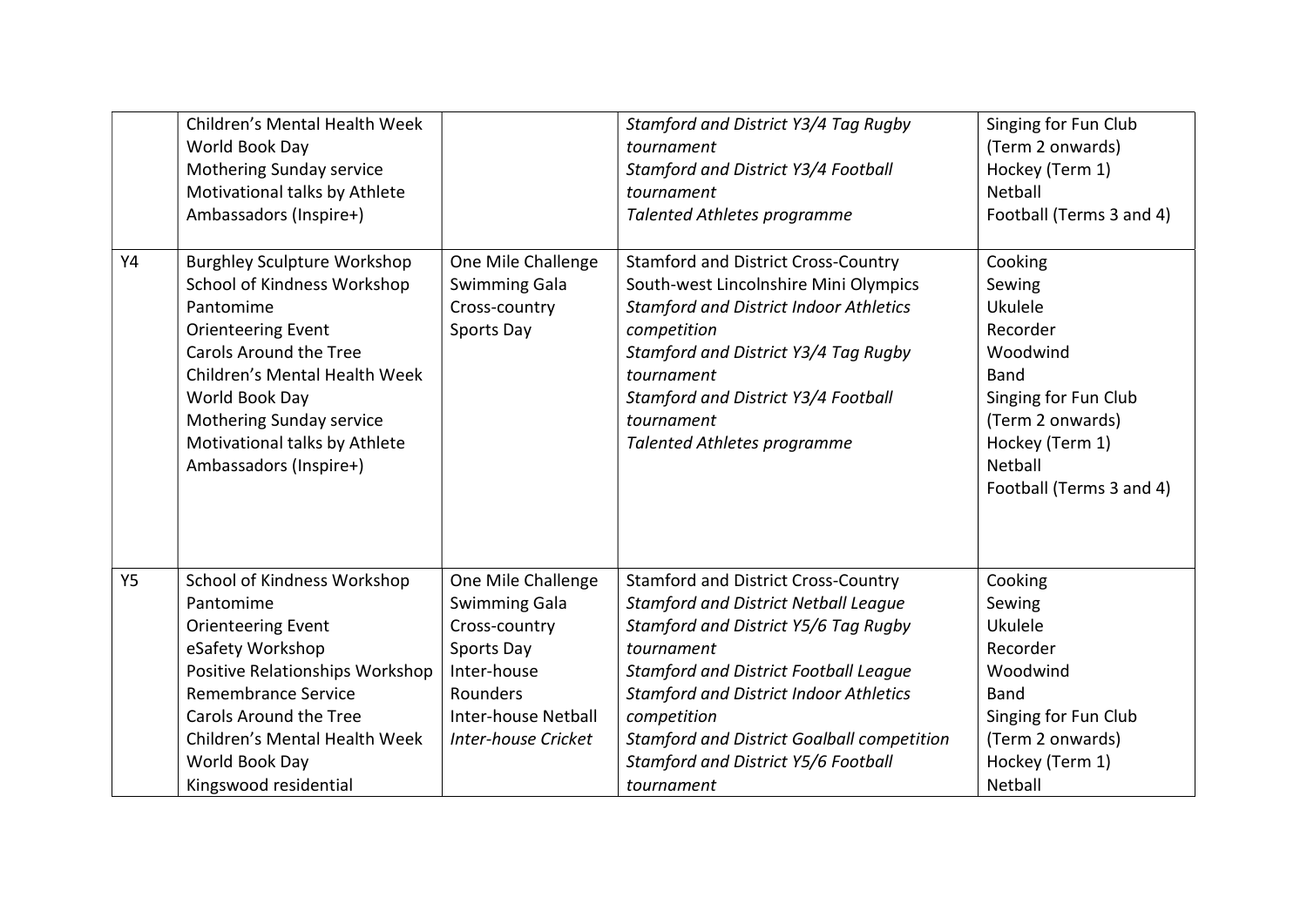| | | | | |
|---|---|---|---|---|
| | Children's Mental Health Week<br>World Book Day<br>Mothering Sunday service<br>Motivational talks by Athlete Ambassadors (Inspire+) | | *Stamford and District Y3/4 Tag Rugby tournament*<br>*Stamford and District Y3/4 Football tournament*<br>*Talented Athletes programme* | Singing for Fun Club (Term 2 onwards)<br>Hockey (Term 1)<br>Netball<br>Football (Terms 3 and 4) |
| Y4 | Burghley Sculpture Workshop<br>School of Kindness Workshop<br>Pantomime<br>Orienteering Event<br>Carols Around the Tree<br>Children's Mental Health Week<br>World Book Day<br>Mothering Sunday service<br>Motivational talks by Athlete Ambassadors (Inspire+) | One Mile Challenge<br>Swimming Gala<br>Cross-country<br>Sports Day | Stamford and District Cross-Country<br>South-west Lincolnshire Mini Olympics<br>*Stamford and District Indoor Athletics competition*<br>*Stamford and District Y3/4 Tag Rugby tournament*<br>*Stamford and District Y3/4 Football tournament*<br>*Talented Athletes programme* | Cooking<br>Sewing<br>Ukulele<br>Recorder<br>Woodwind<br>Band<br>Singing for Fun Club (Term 2 onwards)<br>Hockey (Term 1)<br>Netball<br>Football (Terms 3 and 4) |
| Y5 | School of Kindness Workshop<br>Pantomime<br>Orienteering Event<br>eSafety Workshop<br>Positive Relationships Workshop<br>Remembrance Service<br>Carols Around the Tree<br>Children's Mental Health Week<br>World Book Day<br>Kingswood residential | One Mile Challenge<br>Swimming Gala<br>Cross-country<br>Sports Day<br>Inter-house Rounders<br>Inter-house Netball<br>*Inter-house Cricket* | Stamford and District Cross-Country<br>*Stamford and District Netball League*<br>*Stamford and District Y5/6 Tag Rugby tournament*<br>*Stamford and District Football League*<br>*Stamford and District Indoor Athletics competition*<br>*Stamford and District Goalball competition*<br>*Stamford and District Y5/6 Football tournament* | Cooking<br>Sewing<br>Ukulele<br>Recorder<br>Woodwind<br>Band<br>Singing for Fun Club (Term 2 onwards)<br>Hockey (Term 1)<br>Netball |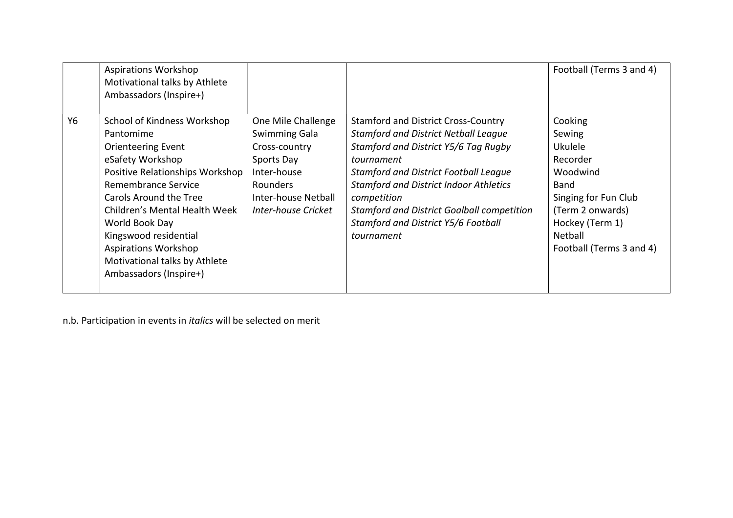| | | | | |
|---|---|---|---|---|
| | Aspirations Workshop<br>Motivational talks by Athlete Ambassadors (Inspire+) | | | Football (Terms 3 and 4) |
| Y6 | School of Kindness Workshop<br>Pantomime<br>Orienteering Event<br>eSafety Workshop<br>Positive Relationships Workshop<br>Remembrance Service<br>Carols Around the Tree<br>Children's Mental Health Week<br>World Book Day<br>Kingswood residential<br>Aspirations Workshop<br>Motivational talks by Athlete Ambassadors (Inspire+) | One Mile Challenge<br>Swimming Gala<br>Cross-country<br>Sports Day<br>Inter-house Rounders<br>Inter-house Netball<br>*Inter-house Cricket* | Stamford and District Cross-Country<br>*Stamford and District Netball League*<br>*Stamford and District Y5/6 Tag Rugby tournament*<br>*Stamford and District Football League*<br>*Stamford and District Indoor Athletics competition*<br>*Stamford and District Goalball competition*<br>*Stamford and District Y5/6 Football tournament* | Cooking<br>Sewing<br>Ukulele<br>Recorder<br>Woodwind<br>Band<br>Singing for Fun Club (Term 2 onwards)<br>Hockey (Term 1)<br>Netball<br>Football (Terms 3 and 4) |

n.b. Participation in events in *italics* will be selected on merit